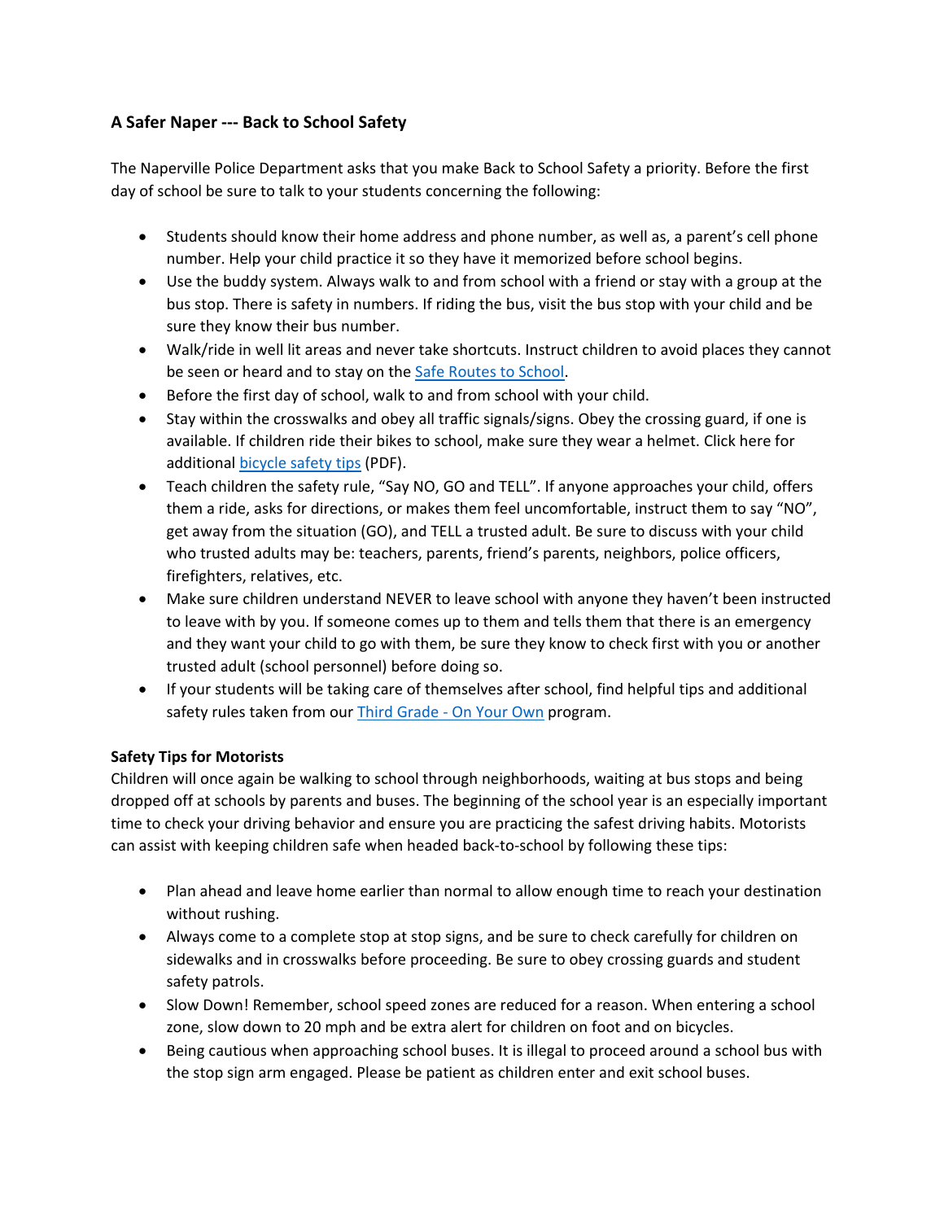### A Safer Naper --- Back to School Safety

The Naperville Police Department asks that you make Back to School Safety a priority. Before the first day of school be sure to talk to your students concerning the following:

- Students should know their home address and phone number, as well as, a parent's cell phone number. Help your child practice it so they have it memorized before school begins.
- Use the buddy system. Always walk to and from school with a friend or stay with a group at the bus stop. There is safety in numbers. If riding the bus, visit the bus stop with your child and be sure they know their bus number.
- Walk/ride in well lit areas and never take shortcuts. Instruct children to avoid places they cannot be seen or heard and to stay on the Safe Routes to School.
- Before the first day of school, walk to and from school with your child.
- Stay within the crosswalks and obey all traffic signals/signs. Obey the crossing guard, if one is available. If children ride their bikes to school, make sure they wear a helmet. Click here for additional bicycle safety tips (PDF).
- Teach children the safety rule, "Say NO, GO and TELL". If anyone approaches your child, offers them a ride, asks for directions, or makes them feel uncomfortable, instruct them to say "NO", get away from the situation (GO), and TELL a trusted adult. Be sure to discuss with your child who trusted adults may be: teachers, parents, friend's parents, neighbors, police officers, firefighters, relatives, etc.
- Make sure children understand NEVER to leave school with anyone they haven't been instructed to leave with by you. If someone comes up to them and tells them that there is an emergency and they want your child to go with them, be sure they know to check first with you or another trusted adult (school personnel) before doing so.
- If your students will be taking care of themselves after school, find helpful tips and additional safety rules taken from our Third Grade - On Your Own program.

**Safety Tips for Motorists**

Children will once again be walking to school through neighborhoods, waiting at bus stops and being dropped off at schools by parents and buses. The beginning of the school year is an especially important time to check your driving behavior and ensure you are practicing the safest driving habits. Motorists can assist with keeping children safe when headed back-to-school by following these tips:

- Plan ahead and leave home earlier than normal to allow enough time to reach your destination without rushing.
- Always come to a complete stop at stop signs, and be sure to check carefully for children on sidewalks and in crosswalks before proceeding. Be sure to obey crossing guards and student safety patrols.
- Slow Down! Remember, school speed zones are reduced for a reason. When entering a school zone, slow down to 20 mph and be extra alert for children on foot and on bicycles.
- Being cautious when approaching school buses. It is illegal to proceed around a school bus with the stop sign arm engaged. Please be patient as children enter and exit school buses.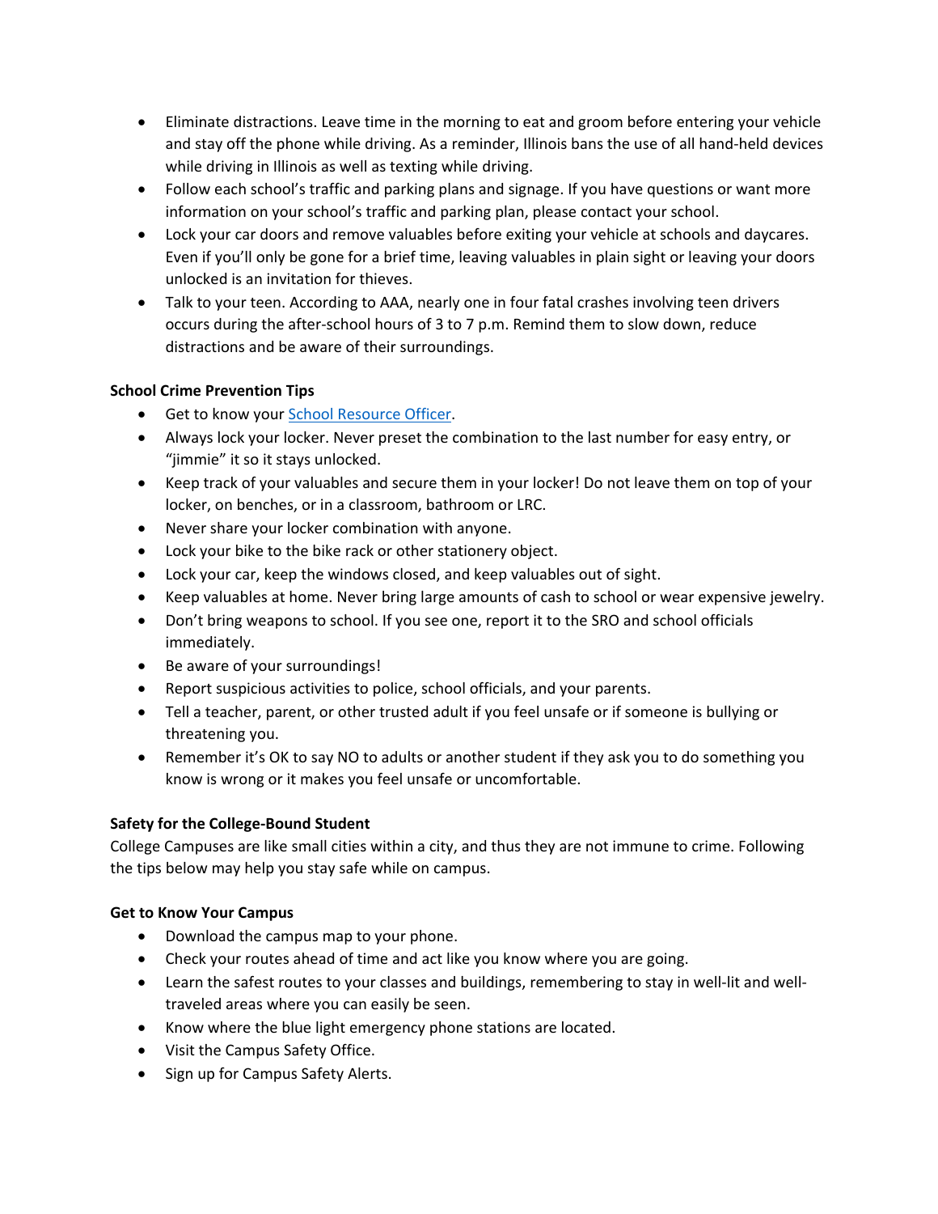- Eliminate distractions. Leave time in the morning to eat and groom before entering your vehicle and stay off the phone while driving. As a reminder, Illinois bans the use of all hand-held devices while driving in Illinois as well as texting while driving.
- Follow each school's traffic and parking plans and signage. If you have questions or want more information on your school's traffic and parking plan, please contact your school.
- Lock your car doors and remove valuables before exiting your vehicle at schools and daycares. Even if you'll only be gone for a brief time, leaving valuables in plain sight or leaving your doors unlocked is an invitation for thieves.
- Talk to your teen. According to AAA, nearly one in four fatal crashes involving teen drivers occurs during the after-school hours of 3 to 7 p.m. Remind them to slow down, reduce distractions and be aware of their surroundings.

**School Crime Prevention Tips**

- Get to know your School Resource Officer.
- Always lock your locker. Never preset the combination to the last number for easy entry, or "jimmie" it so it stays unlocked.
- Keep track of your valuables and secure them in your locker! Do not leave them on top of your locker, on benches, or in a classroom, bathroom or LRC.
- Never share your locker combination with anyone.
- Lock your bike to the bike rack or other stationery object.
- Lock your car, keep the windows closed, and keep valuables out of sight.
- Keep valuables at home. Never bring large amounts of cash to school or wear expensive jewelry.
- Don't bring weapons to school. If you see one, report it to the SRO and school officials immediately.
- Be aware of your surroundings!
- Report suspicious activities to police, school officials, and your parents.
- Tell a teacher, parent, or other trusted adult if you feel unsafe or if someone is bullying or threatening you.
- Remember it's OK to say NO to adults or another student if they ask you to do something you know is wrong or it makes you feel unsafe or uncomfortable.

**Safety for the College-Bound Student**

College Campuses are like small cities within a city, and thus they are not immune to crime. Following the tips below may help you stay safe while on campus.

**Get to Know Your Campus**

- Download the campus map to your phone.
- Check your routes ahead of time and act like you know where you are going.
- Learn the safest routes to your classes and buildings, remembering to stay in well-lit and well-traveled areas where you can easily be seen.
- Know where the blue light emergency phone stations are located.
- Visit the Campus Safety Office.
- Sign up for Campus Safety Alerts.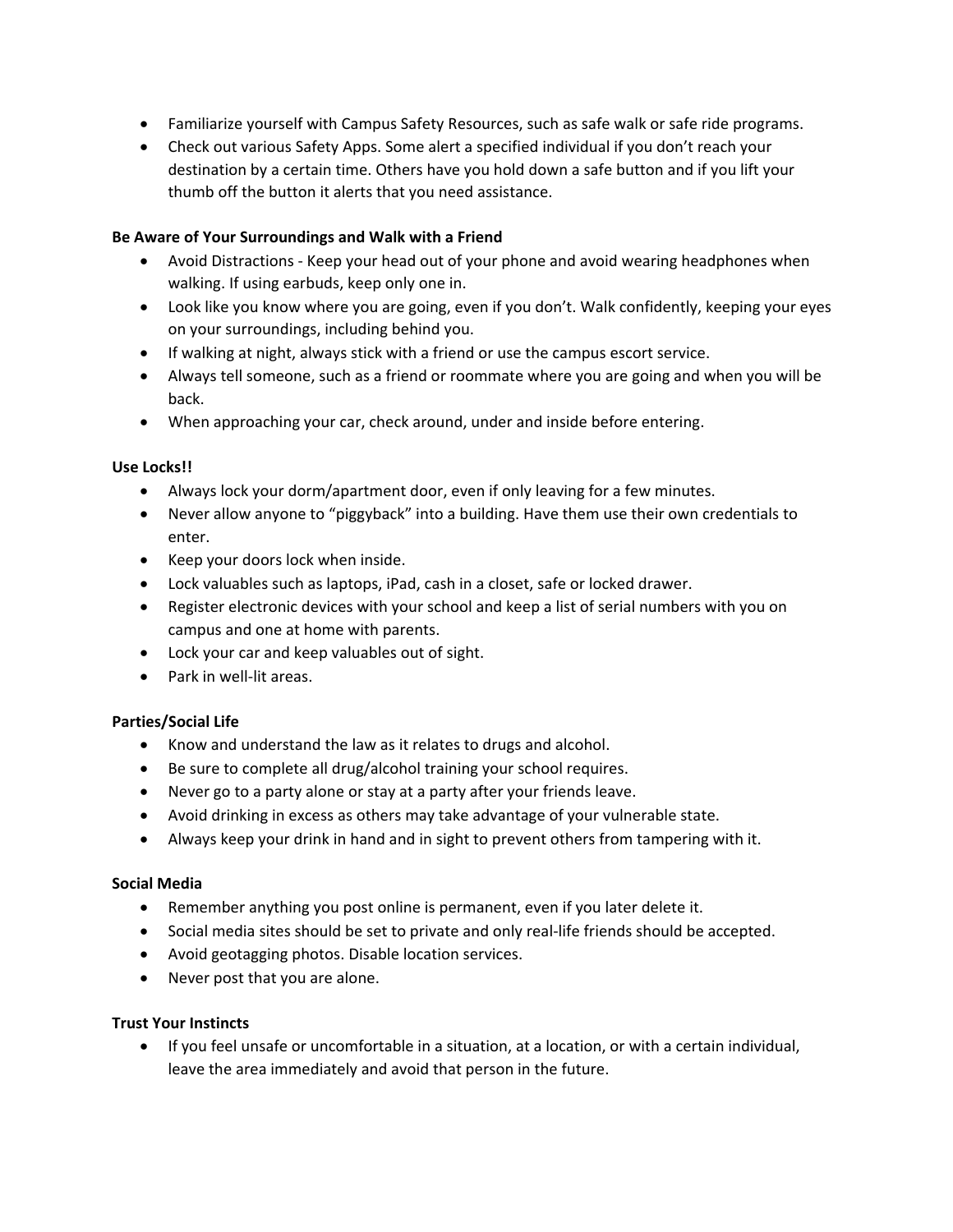- Familiarize yourself with Campus Safety Resources, such as safe walk or safe ride programs.
- Check out various Safety Apps. Some alert a specified individual if you don't reach your destination by a certain time. Others have you hold down a safe button and if you lift your thumb off the button it alerts that you need assistance.

**Be Aware of Your Surroundings and Walk with a Friend**

- Avoid Distractions - Keep your head out of your phone and avoid wearing headphones when walking. If using earbuds, keep only one in.
- Look like you know where you are going, even if you don't. Walk confidently, keeping your eyes on your surroundings, including behind you.
- If walking at night, always stick with a friend or use the campus escort service.
- Always tell someone, such as a friend or roommate where you are going and when you will be back.
- When approaching your car, check around, under and inside before entering.

**Use Locks!!**

- Always lock your dorm/apartment door, even if only leaving for a few minutes.
- Never allow anyone to "piggyback" into a building. Have them use their own credentials to enter.
- Keep your doors lock when inside.
- Lock valuables such as laptops, iPad, cash in a closet, safe or locked drawer.
- Register electronic devices with your school and keep a list of serial numbers with you on campus and one at home with parents.
- Lock your car and keep valuables out of sight.
- Park in well-lit areas.

**Parties/Social Life**

- Know and understand the law as it relates to drugs and alcohol.
- Be sure to complete all drug/alcohol training your school requires.
- Never go to a party alone or stay at a party after your friends leave.
- Avoid drinking in excess as others may take advantage of your vulnerable state.
- Always keep your drink in hand and in sight to prevent others from tampering with it.

**Social Media**

- Remember anything you post online is permanent, even if you later delete it.
- Social media sites should be set to private and only real-life friends should be accepted.
- Avoid geotagging photos. Disable location services.
- Never post that you are alone.

**Trust Your Instincts**

- If you feel unsafe or uncomfortable in a situation, at a location, or with a certain individual, leave the area immediately and avoid that person in the future.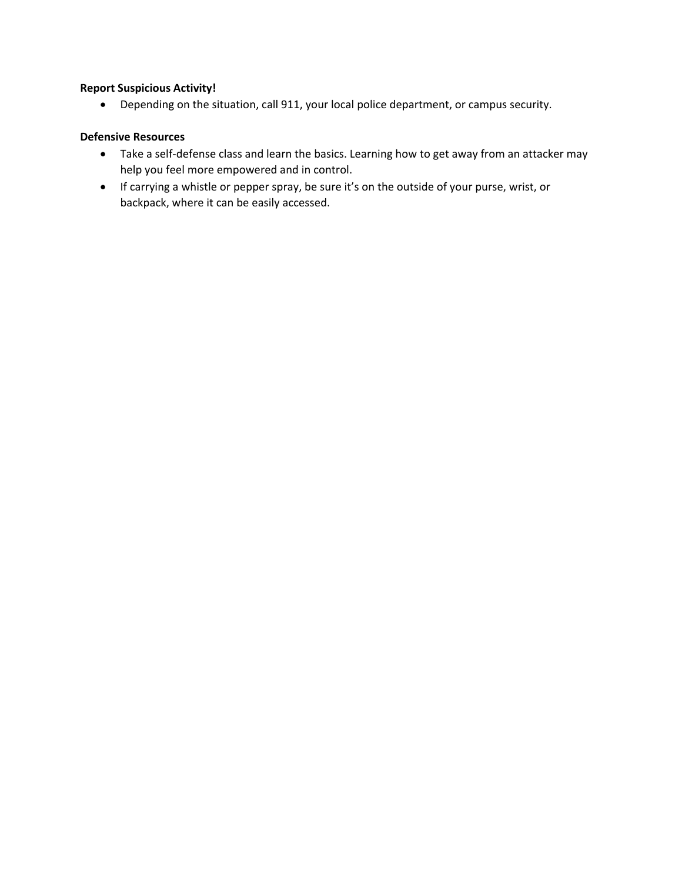**Report Suspicious Activity!**

- Depending on the situation, call 911, your local police department, or campus security.

**Defensive Resources**

- Take a self-defense class and learn the basics. Learning how to get away from an attacker may help you feel more empowered and in control.
- If carrying a whistle or pepper spray, be sure it's on the outside of your purse, wrist, or backpack, where it can be easily accessed.